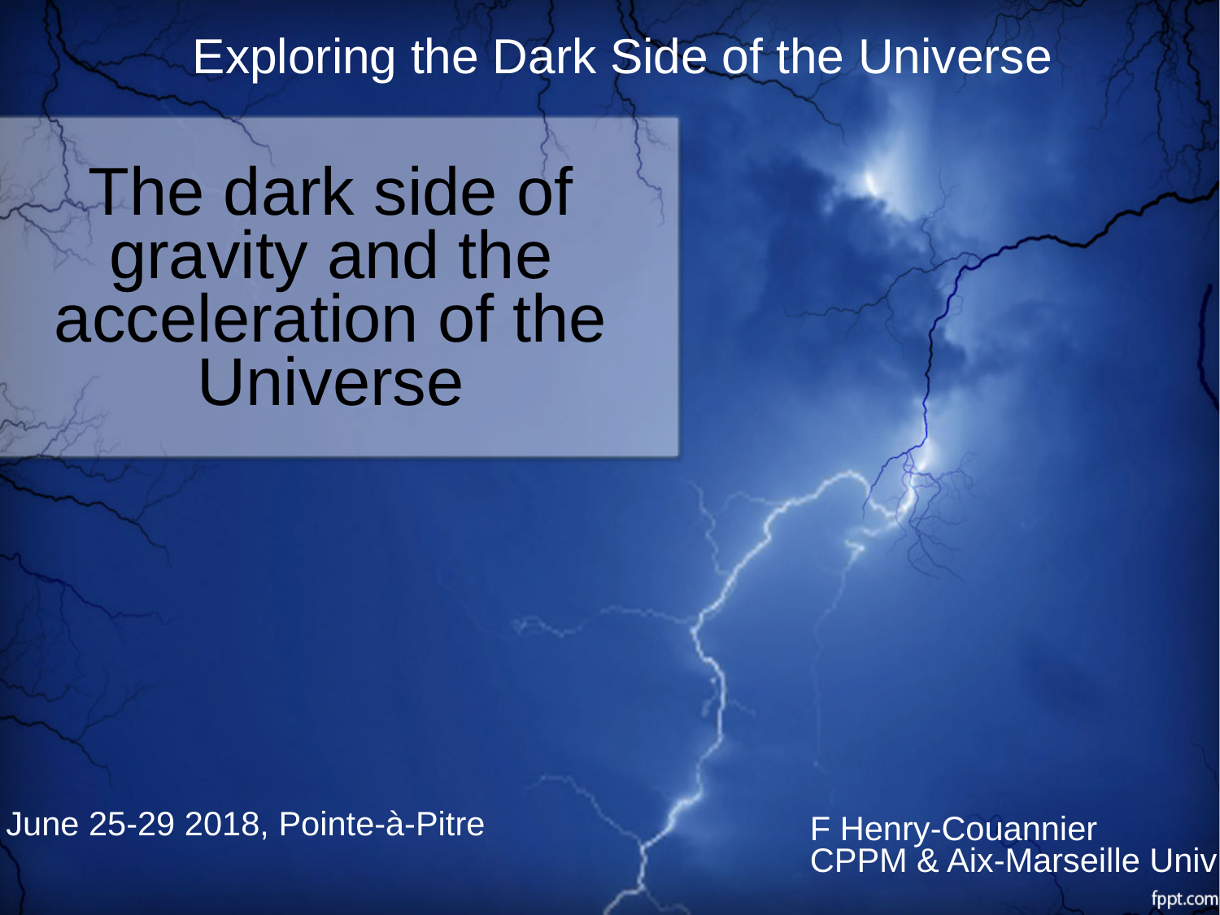Exploring the Dark Side of the Universe

# The dark side of gravity and the acceleration of the Universe

June 25-29 2018, Pointe-à-Pitre

F Henry-Couannier
CPPM & Aix-Marseille Univ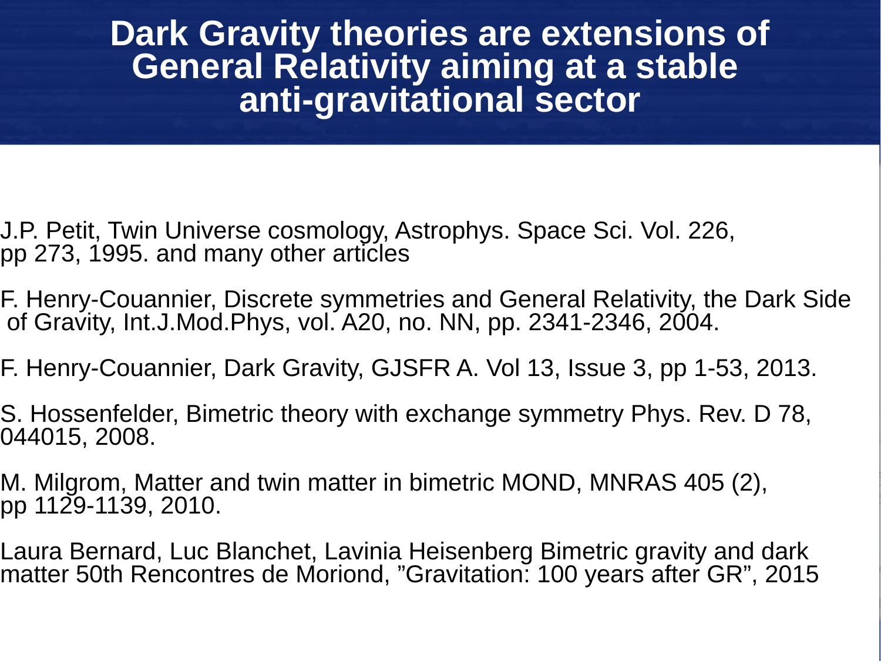# Dark Gravity theories are extensions of General Relativity aiming at a stable anti-gravitational sector

J.P. Petit, Twin Universe cosmology, Astrophys. Space Sci. Vol. 226, pp 273, 1995. and many other articles

F. Henry-Couannier, Discrete symmetries and General Relativity, the Dark Side of Gravity, Int.J.Mod.Phys, vol. A20, no. NN, pp. 2341-2346, 2004.

F. Henry-Couannier, Dark Gravity, GJSFR A. Vol 13, Issue 3, pp 1-53, 2013.

S. Hossenfelder, Bimetric theory with exchange symmetry Phys. Rev. D 78, 044015, 2008.

M. Milgrom, Matter and twin matter in bimetric MOND, MNRAS 405 (2), pp 1129-1139, 2010.

Laura Bernard, Luc Blanchet, Lavinia Heisenberg Bimetric gravity and dark matter 50th Rencontres de Moriond, ”Gravitation: 100 years after GR”, 2015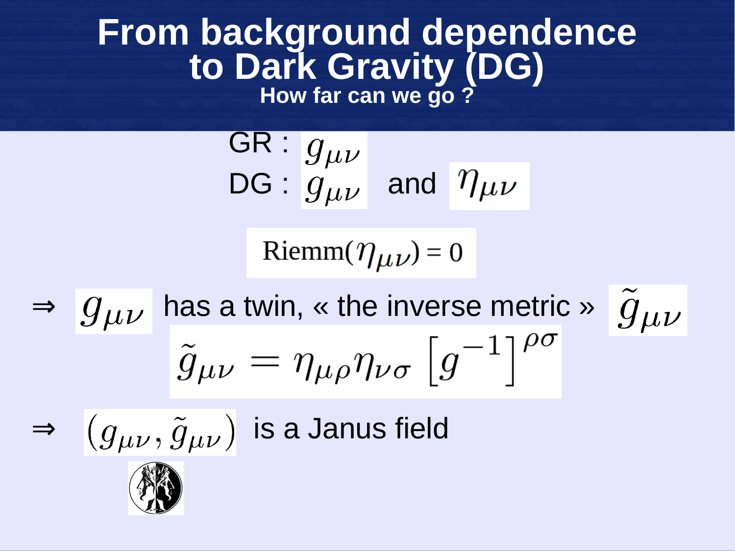# From background dependence to Dark Gravity (DG)

## How far can we go ?

GR : $g_{\mu\nu}$

DG : $g_{\mu\nu}$ and $\eta_{\mu\nu}$

$$\text{Riemm}(\eta_{\mu\nu}) = 0$$

⇒ $g_{\mu\nu}$ has a twin, « the inverse metric » $\tilde{g}_{\mu\nu}$

$$\tilde{g}_{\mu\nu} = \eta_{\mu\rho}\eta_{\nu\sigma}\left[g^{-1}\right]^{\rho\sigma}$$

⇒ $(g_{\mu\nu}, \tilde{g}_{\mu\nu})$ is a Janus field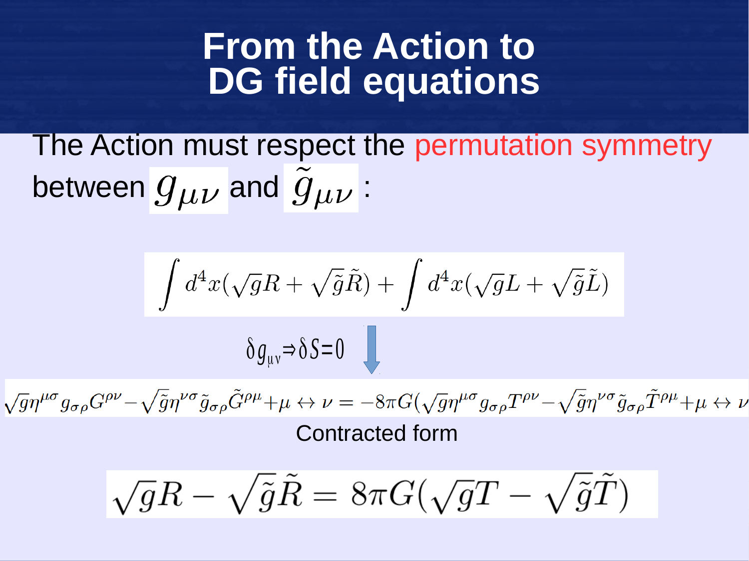# From the Action to DG field equations

The Action must respect the permutation symmetry between $g_{\mu\nu}$ and $\tilde{g}_{\mu\nu}$ :

$$\int d^4x(\sqrt{g}R + \sqrt{\tilde{g}}\tilde{R}) + \int d^4x(\sqrt{g}L + \sqrt{\tilde{g}}\tilde{L})$$

$$\delta g_{\mu\nu} \Rightarrow \delta S = 0$$

$$\sqrt{g}\eta^{\mu\sigma}g_{\sigma\rho}G^{\rho\nu} - \sqrt{\tilde{g}}\eta^{\nu\sigma}\tilde{g}_{\sigma\rho}\tilde{G}^{\rho\mu} + \mu \leftrightarrow \nu = -8\pi G(\sqrt{g}\eta^{\mu\sigma}g_{\sigma\rho}T^{\rho\nu} - \sqrt{\tilde{g}}\eta^{\nu\sigma}\tilde{g}_{\sigma\rho}\tilde{T}^{\rho\mu} + \mu \leftrightarrow \nu$$

Contracted form

$$\sqrt{g}R - \sqrt{\tilde{g}}\tilde{R} = 8\pi G(\sqrt{g}T - \sqrt{\tilde{g}}\tilde{T})$$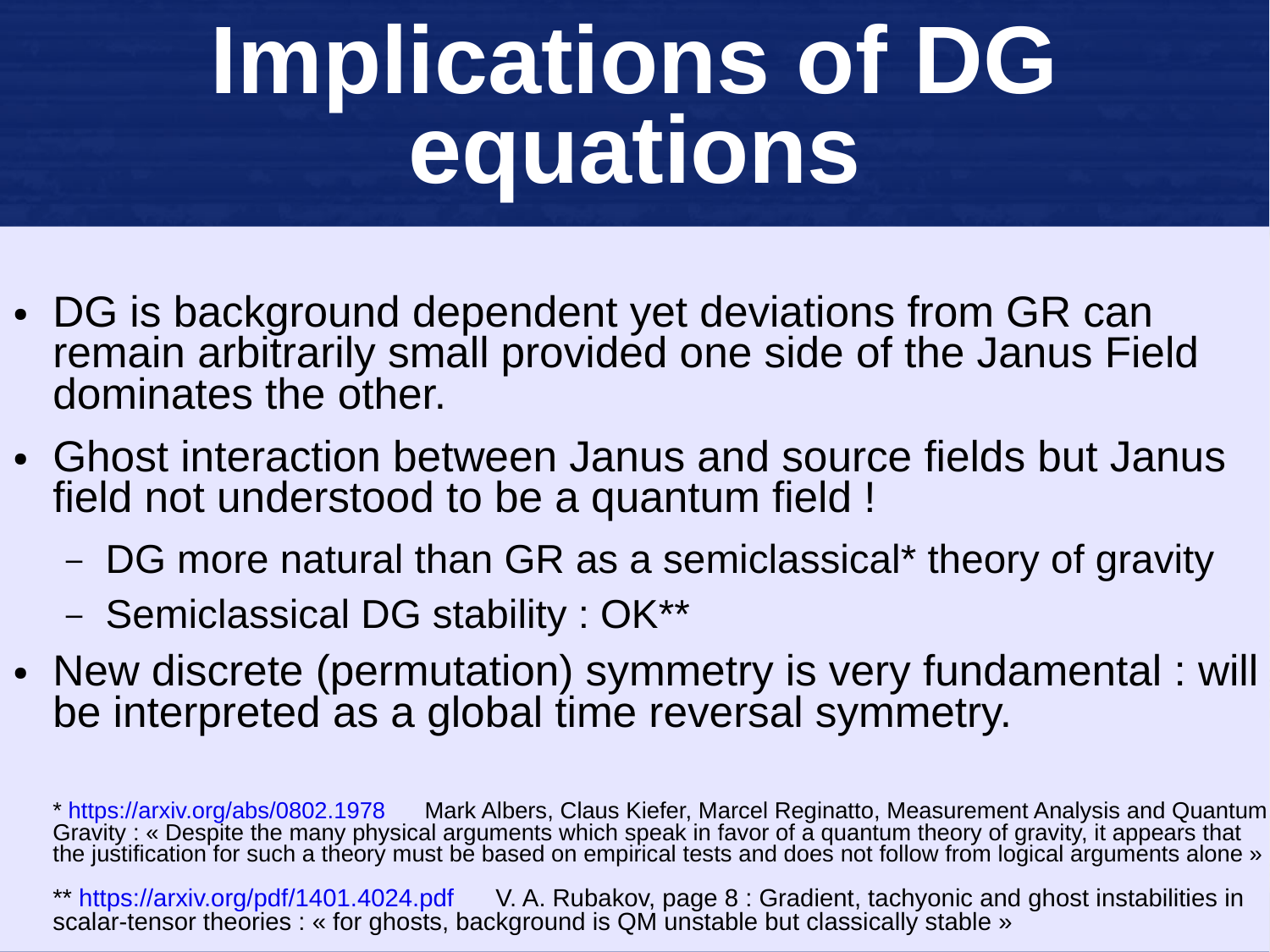# Implications of DG equations

- DG is background dependent yet deviations from GR can remain arbitrarily small provided one side of the Janus Field dominates the other.
- Ghost interaction between Janus and source fields but Janus field not understood to be a quantum field !
  - DG more natural than GR as a semiclassical* theory of gravity
  - Semiclassical DG stability : OK**
- New discrete (permutation) symmetry is very fundamental : will be interpreted as a global time reversal symmetry.

* https://arxiv.org/abs/0802.1978 Mark Albers, Claus Kiefer, Marcel Reginatto, Measurement Analysis and Quantum Gravity : « Despite the many physical arguments which speak in favor of a quantum theory of gravity, it appears that the justification for such a theory must be based on empirical tests and does not follow from logical arguments alone »

** https://arxiv.org/pdf/1401.4024.pdf V. A. Rubakov, page 8 : Gradient, tachyonic and ghost instabilities in scalar-tensor theories : « for ghosts, background is QM unstable but classically stable »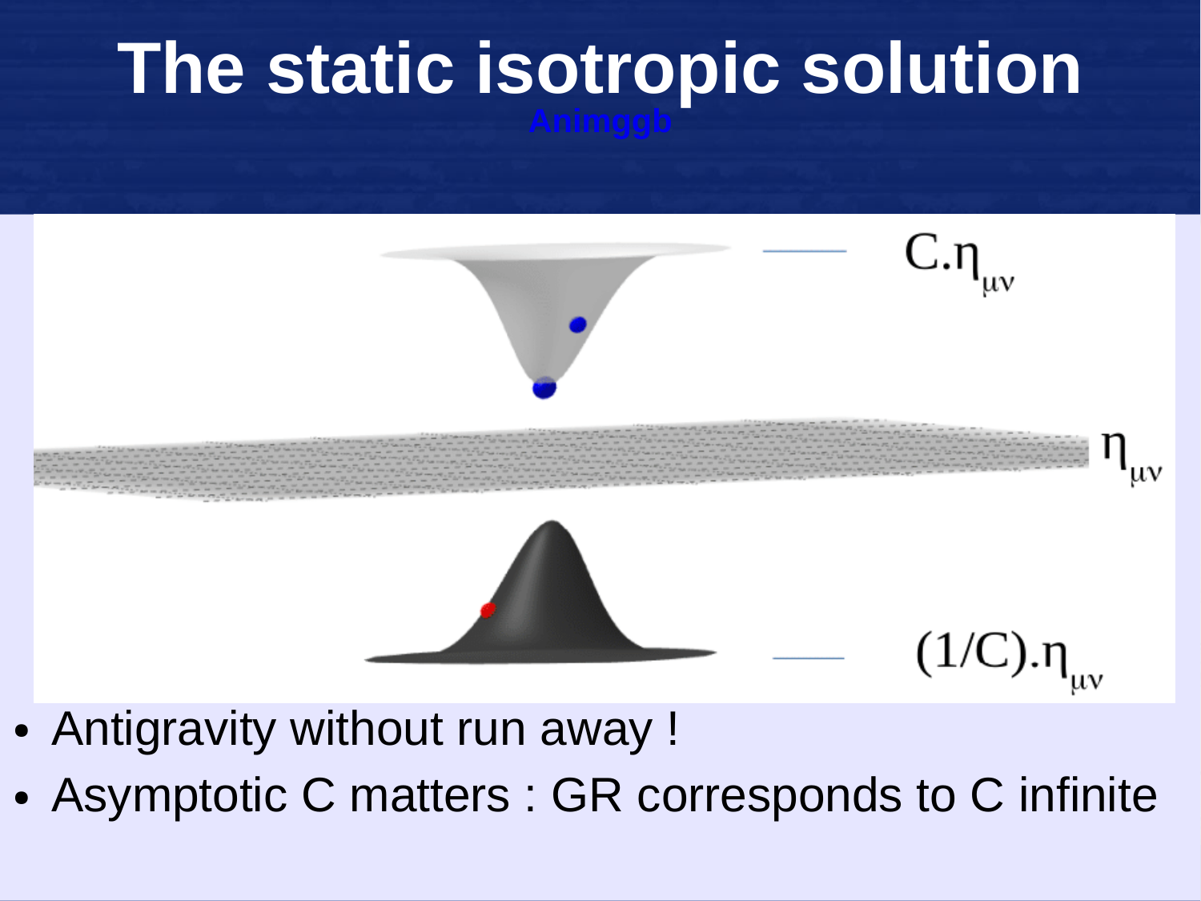# The static isotropic solution

Animggb

- Antigravity without run away !
- Asymptotic C matters : GR corresponds to C infinite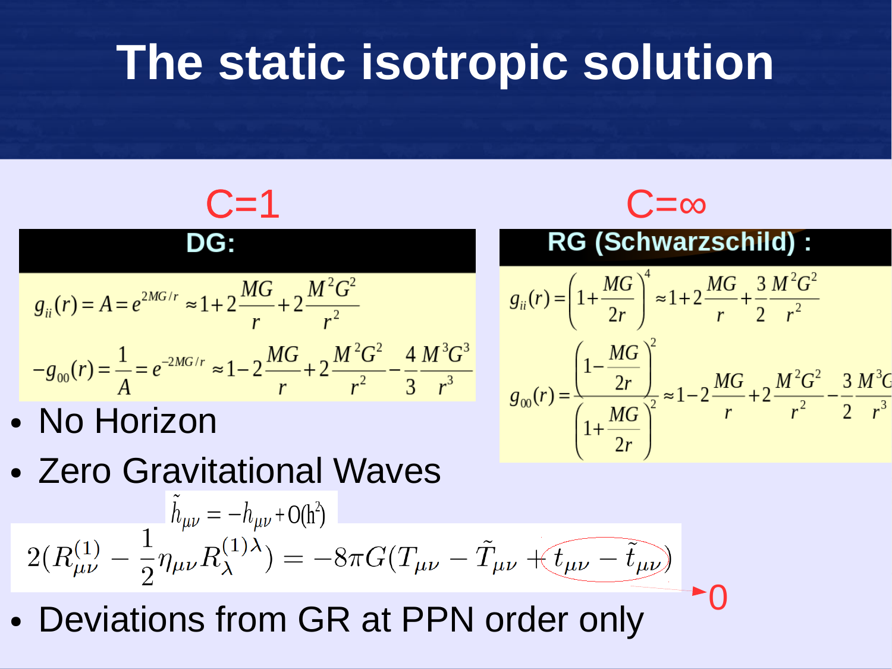# The static isotropic solution

**C=1**

**DG:**

$$g_{ii}(r) = A = e^{2MG/r} \approx 1 + 2\frac{MG}{r} + 2\frac{M^2G^2}{r^2}$$

$$-g_{00}(r) = \frac{1}{A} = e^{-2MG/r} \approx 1 - 2\frac{MG}{r} + 2\frac{M^2G^2}{r^2} - \frac{4}{3}\frac{M^3G^3}{r^3}$$

**C=∞**

**RG (Schwarzschild) :**

$$g_{ii}(r) = \left(1 + \frac{MG}{2r}\right)^4 \approx 1 + 2\frac{MG}{r} + \frac{3}{2}\frac{M^2G^2}{r^2}$$

$$g_{00}(r) = \frac{\left(1 - \frac{MG}{2r}\right)^2}{\left(1 + \frac{MG}{2r}\right)^2} \approx 1 - 2\frac{MG}{r} + 2\frac{M^2G^2}{r^2} - \frac{3}{2}\frac{M^3G^3}{r^3}$$

- No Horizon
- Zero Gravitational Waves

$$\tilde{h}_{\mu\nu} = -h_{\mu\nu} + O(h^2)$$

$$2(R^{(1)}_{\mu\nu} - \frac{1}{2}\eta_{\mu\nu}R^{(1)\lambda}_{\lambda}) = -8\pi G(T_{\mu\nu} - \tilde{T}_{\mu\nu} + t_{\mu\nu} - \tilde{t}_{\mu\nu})$$

$t_{\mu\nu} - \tilde{t}_{\mu\nu} \rightarrow 0$

- Deviations from GR at PPN order only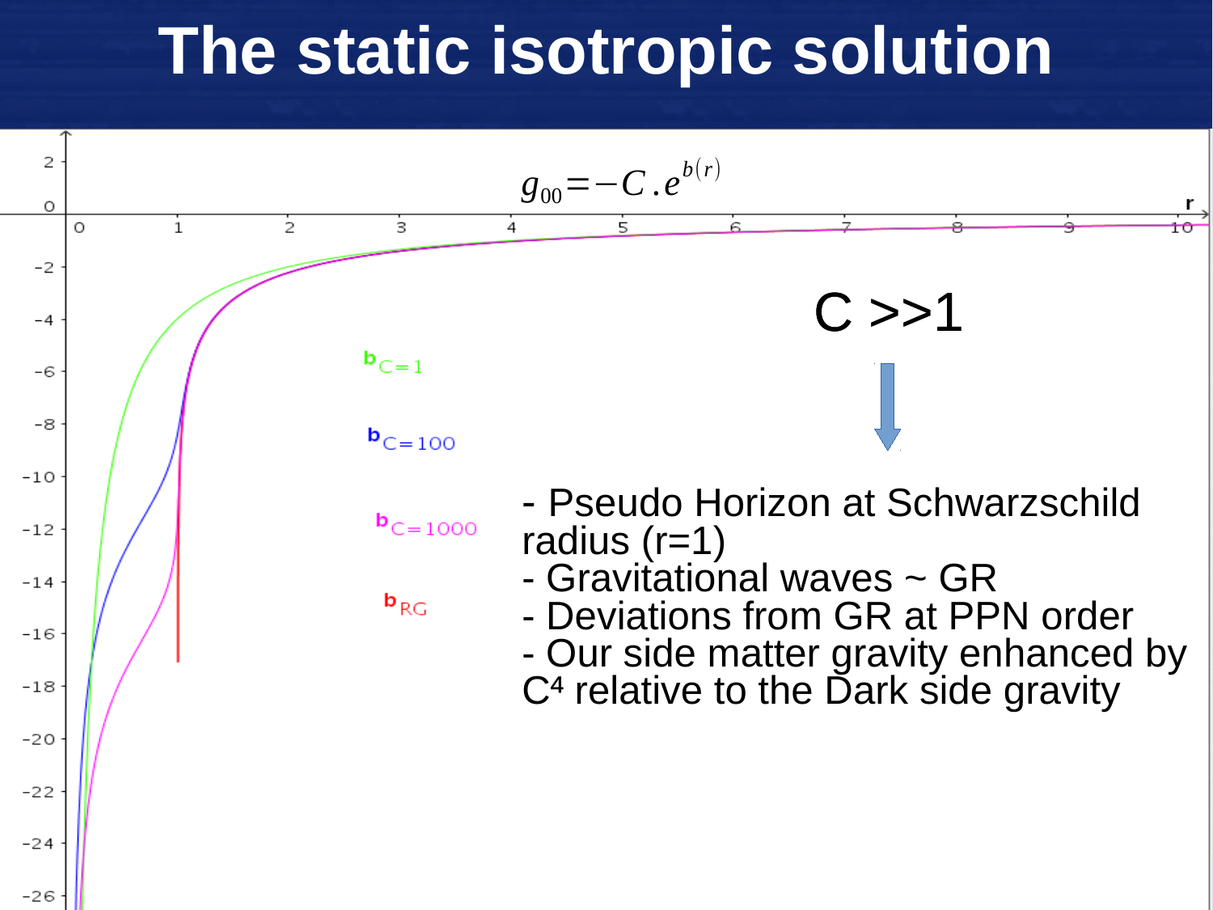# The static isotropic solution

$$g_{00} = -C.e^{b(r)}$$

$b_{C=1}$

$b_{C=100}$

$b_{C=1000}$

$b_{RG}$

C >>1

- Pseudo Horizon at Schwarzschild radius (r=1)
- Gravitational waves ~ GR
- Deviations from GR at PPN order
- Our side matter gravity enhanced by $C^4$ relative to the Dark side gravity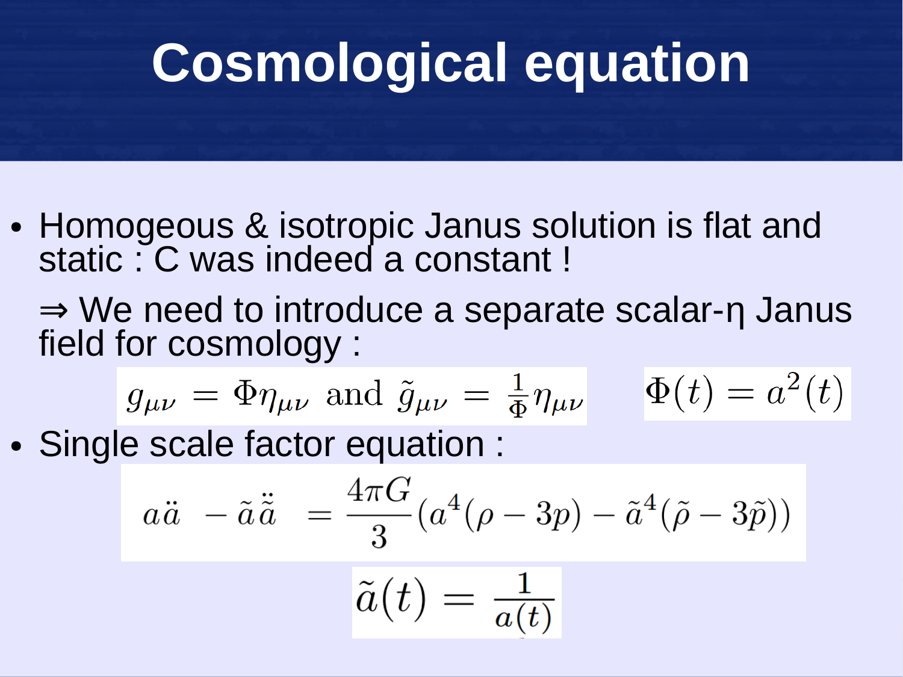# Cosmological equation

- Homogeous & isotropic Janus solution is flat and static : C was indeed a constant !

  ⇒ We need to introduce a separate scalar-η Janus field for cosmology :

$$g_{\mu\nu} = \Phi \eta_{\mu\nu} \text{ and } \tilde{g}_{\mu\nu} = \frac{1}{\Phi}\eta_{\mu\nu} \qquad \Phi(t) = a^2(t)$$

- Single scale factor equation :

$$a\ddot{a} - \tilde{a}\ddot{\tilde{a}} = \frac{4\pi G}{3}\left(a^4(\rho - 3p) - \tilde{a}^4(\tilde{\rho} - 3\tilde{p})\right)$$

$$\tilde{a}(t) = \frac{1}{a(t)}$$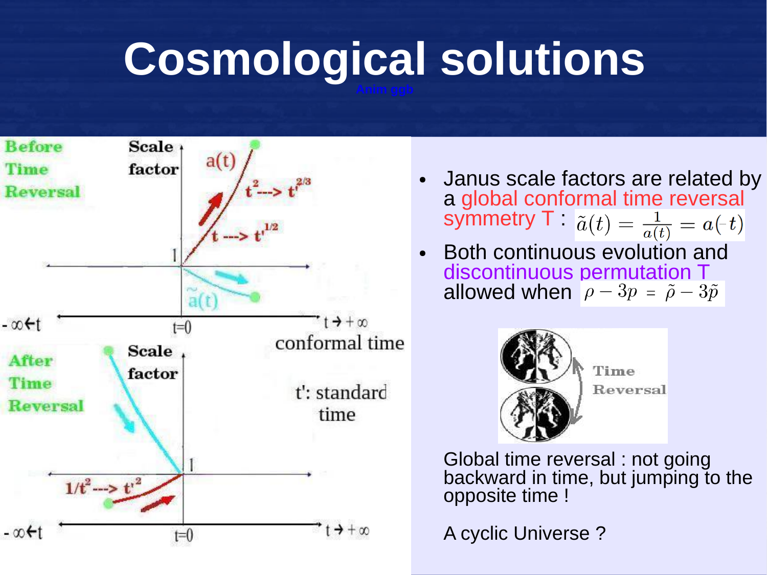# Cosmological solutions

Anim ggb

Before Time Reversal

Scale factor

a(t)

$t^2 \dashrightarrow t'^{2/3}$

$t \dashrightarrow t'^{1/2}$

1

$\tilde{a}(t)$

$-\infty \leftarrow t$ t=0 $t \rightarrow +\infty$

conformal time

After Time Reversal

Scale factor

t': standard time

1

$1/t^2 \dashrightarrow t'^2$

$-\infty \leftarrow t$ t=0 $t \rightarrow +\infty$

- Janus scale factors are related by a global conformal time reversal symmetry T : $\tilde{a}(t) = \frac{1}{a(t)} = a(-t)$
- Both continuous evolution and discontinuous permutation T allowed when $\rho - 3p = \tilde{\rho} - 3\tilde{p}$

Time Reversal

Global time reversal : not going backward in time, but jumping to the opposite time !

A cyclic Universe ?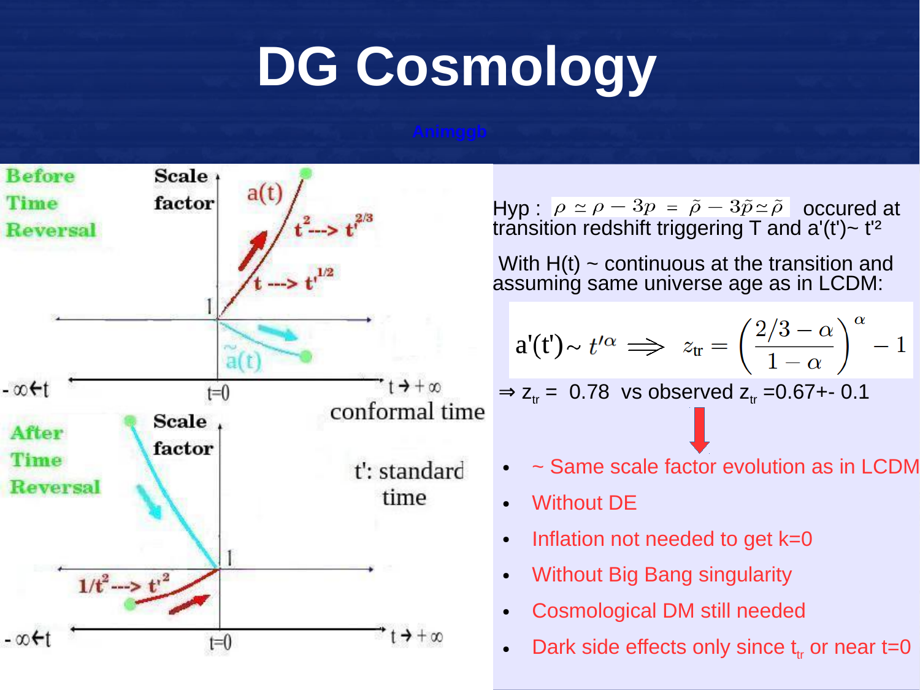# DG Cosmology

Animggb

Before Time Reversal

Scale factor

$a(t)$

$t^2 \dashrightarrow t'^{2/3}$

$t \dashrightarrow t'^{1/2}$

$\tilde{a}(t)$

$-\infty \leftarrow t$ $t=0$ $t \rightarrow +\infty$

conformal time

After Time Reversal

Scale factor

$1/t^2 \dashrightarrow t'^2$

t': standard time

$-\infty \leftarrow t$ $t=0$ $t \rightarrow +\infty$

Hyp : $\rho \simeq \rho - 3p = \tilde{\rho} - 3\tilde{p} \simeq \tilde{\rho}$ occured at transition redshift triggering T and a'(t')~ t'²

With H(t) ~ continuous at the transition and assuming same universe age as in LCDM:

$$a'(t') \sim t'^{\alpha} \implies z_{tr} = \left(\frac{2/3 - \alpha}{1 - \alpha}\right)^{\alpha} - 1$$

⇒ $z_{tr}$ = 0.78 vs observed $z_{tr}$ =0.67+- 0.1

- ~ Same scale factor evolution as in LCDM
- Without DE
- Inflation not needed to get k=0
- Without Big Bang singularity
- Cosmological DM still needed
- Dark side effects only since $t_{tr}$ or near t=0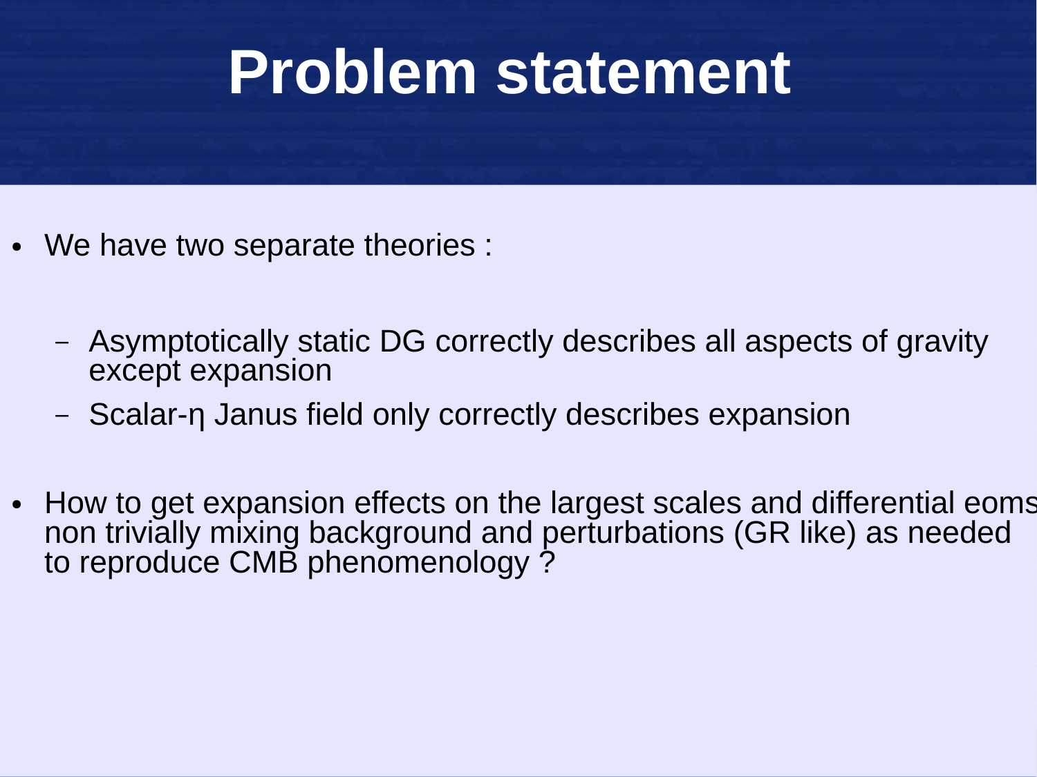# Problem statement

- We have two separate theories :
  - Asymptotically static DG correctly describes all aspects of gravity except expansion
  - Scalar-η Janus field only correctly describes expansion
- How to get expansion effects on the largest scales and differential eoms non trivially mixing background and perturbations (GR like) as needed to reproduce CMB phenomenology ?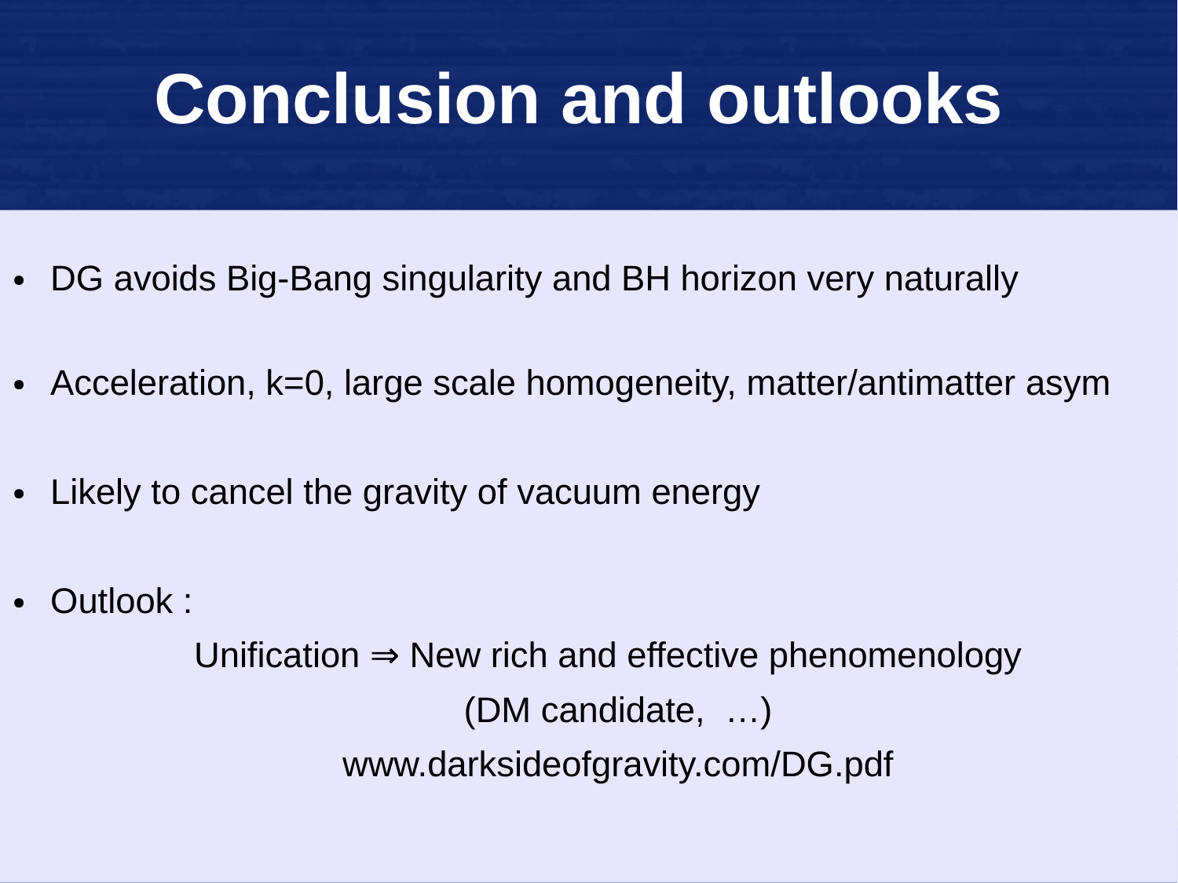# Conclusion and outlooks

- DG avoids Big-Bang singularity and BH horizon very naturally
- Acceleration, $k=0$, large scale homogeneity, matter/antimatter asym
- Likely to cancel the gravity of vacuum energy
- Outlook :

  Unification ⇒ New rich and effective phenomenology

  (DM candidate, …)

  www.darksideofgravity.com/DG.pdf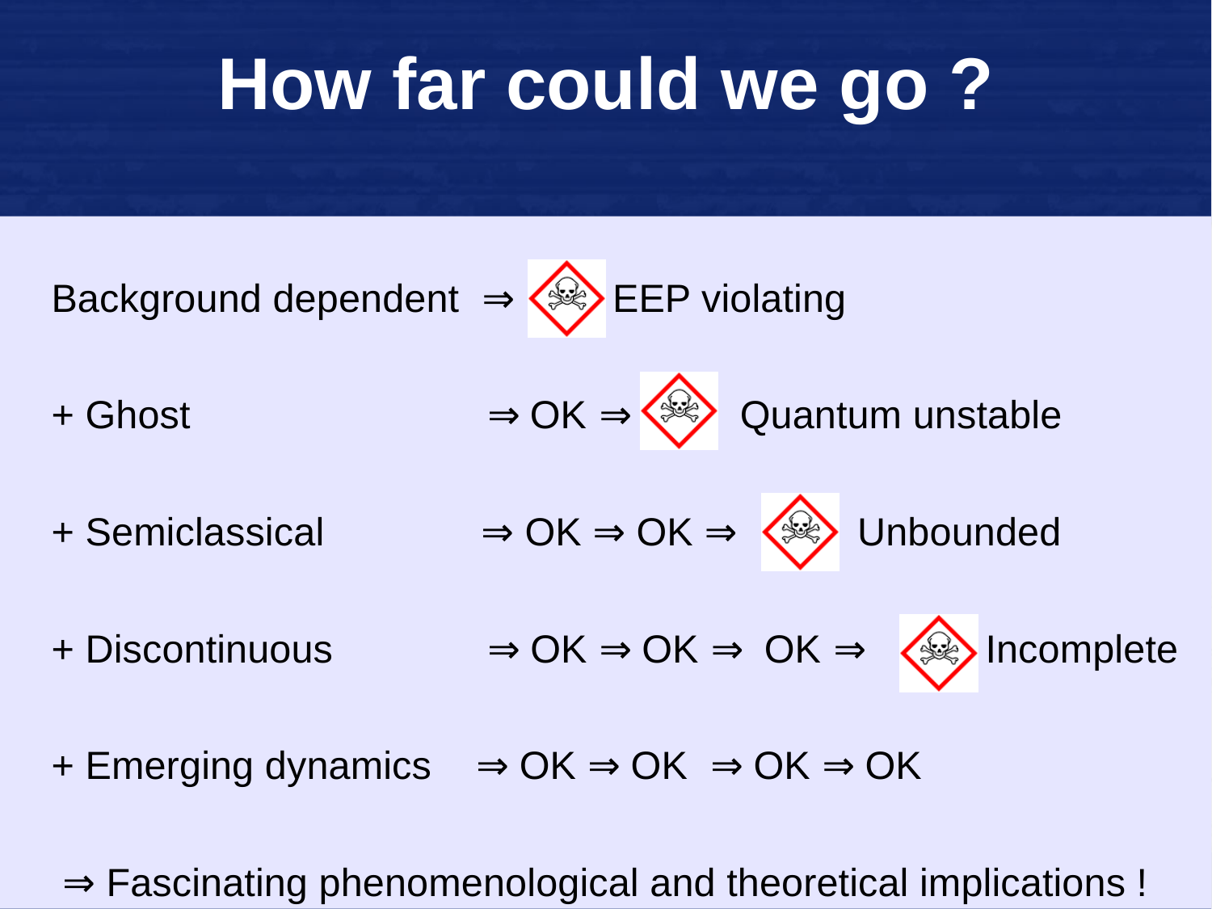# How far could we go ?

Background dependent ⇒ ☠ EEP violating

\+ Ghost ⇒ OK ⇒ ☠ Quantum unstable

\+ Semiclassical ⇒ OK ⇒ OK ⇒ ☠ Unbounded

\+ Discontinuous ⇒ OK ⇒ OK ⇒ OK ⇒ ☠ Incomplete

\+ Emerging dynamics ⇒ OK ⇒ OK ⇒ OK ⇒ OK

⇒ Fascinating phenomenological and theoretical implications !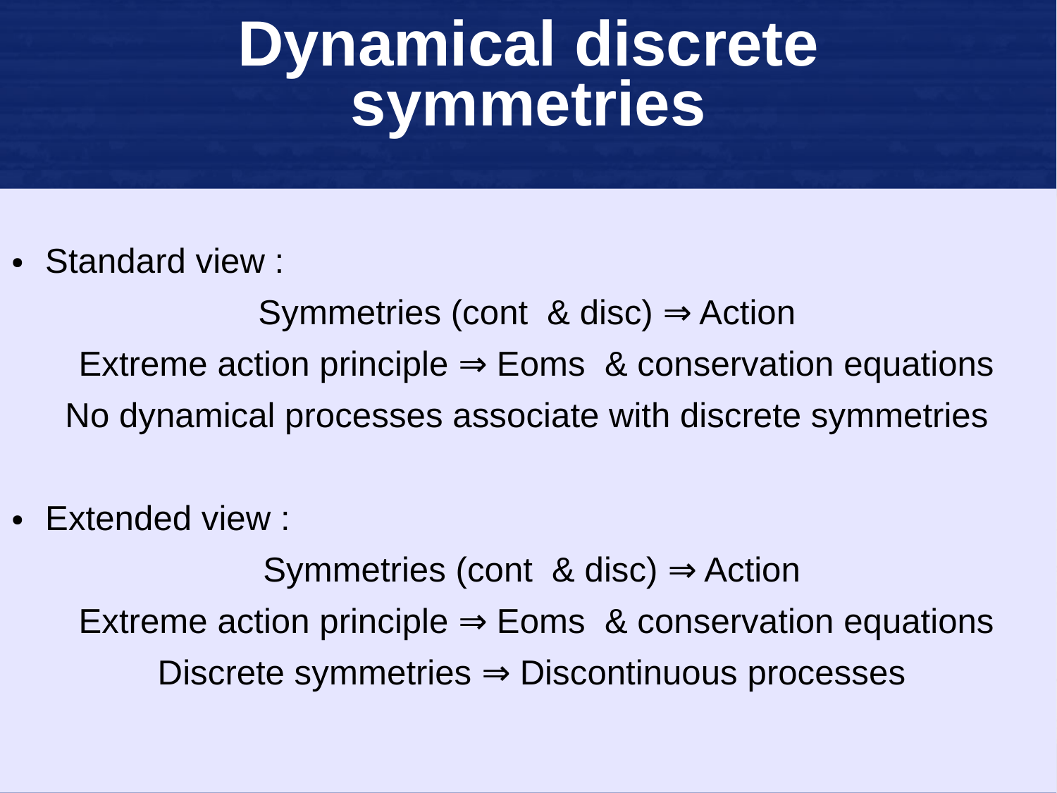# Dynamical discrete symmetries

- Standard view :

  Symmetries (cont & disc) $\Rightarrow$ Action

  Extreme action principle $\Rightarrow$ Eoms & conservation equations

  No dynamical processes associate with discrete symmetries

- Extended view :

  Symmetries (cont & disc) $\Rightarrow$ Action

  Extreme action principle $\Rightarrow$ Eoms & conservation equations

  Discrete symmetries $\Rightarrow$ Discontinuous processes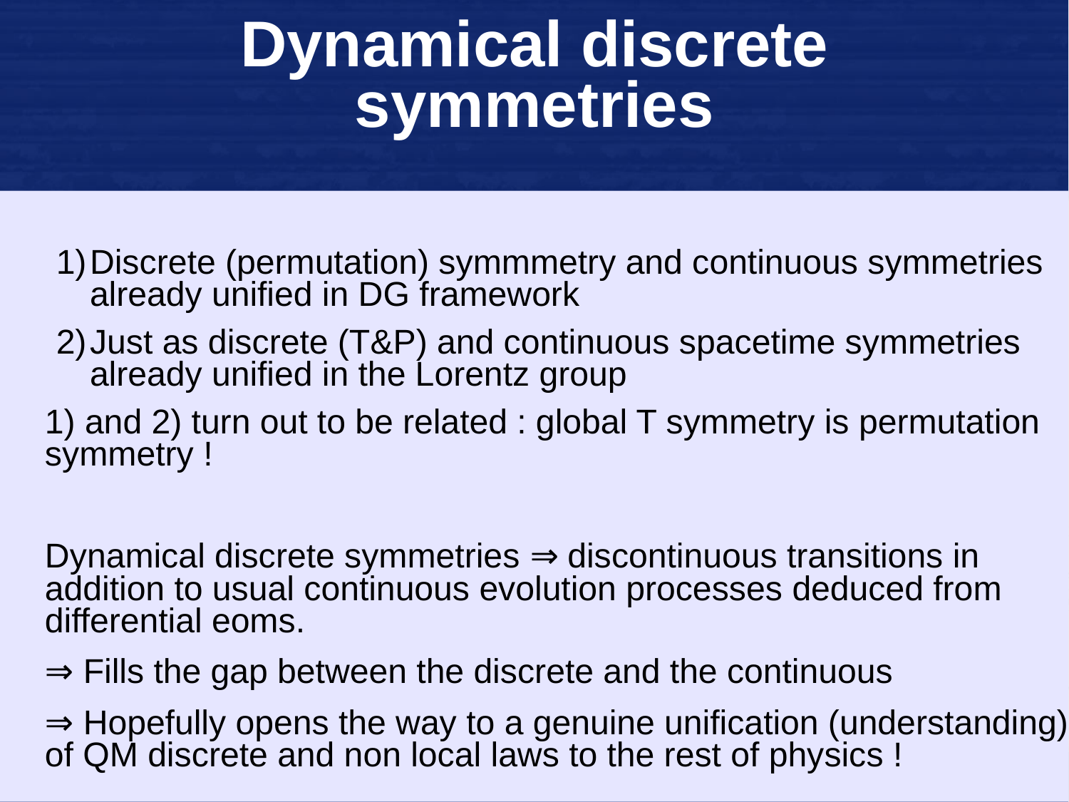# Dynamical discrete symmetries

1) Discrete (permutation) symmmetry and continuous symmetries already unified in DG framework
2) Just as discrete (T&P) and continuous spacetime symmetries already unified in the Lorentz group

1) and 2) turn out to be related : global T symmetry is permutation symmetry !

Dynamical discrete symmetries ⇒ discontinuous transitions in addition to usual continuous evolution processes deduced from differential eoms.

⇒ Fills the gap between the discrete and the continuous

⇒ Hopefully opens the way to a genuine unification (understanding) of QM discrete and non local laws to the rest of physics !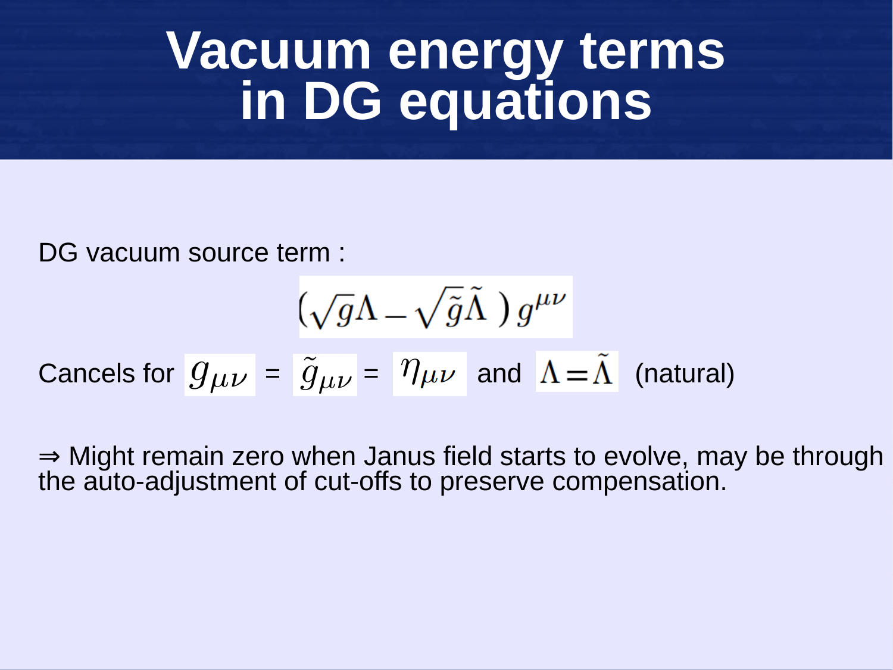# Vacuum energy terms in DG equations

DG vacuum source term :

$$\left(\sqrt{g}\Lambda - \sqrt{\tilde{g}}\tilde{\Lambda}\ \right) g^{\mu\nu}$$

Cancels for $g_{\mu\nu}$ = $\tilde{g}_{\mu\nu}$ = $\eta_{\mu\nu}$ and $\Lambda = \tilde{\Lambda}$ (natural)

⇒ Might remain zero when Janus field starts to evolve, may be through the auto-adjustment of cut-offs to preserve compensation.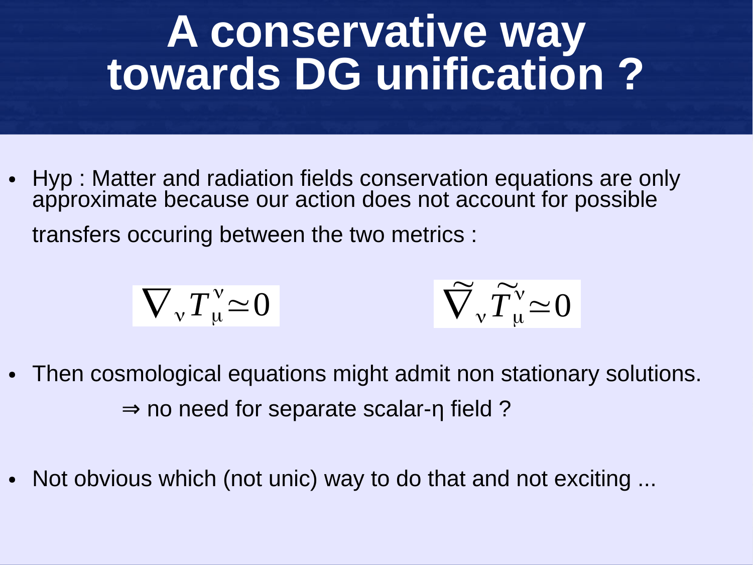# A conservative way towards DG unification ?

- Hyp : Matter and radiation fields conservation equations are only approximate because our action does not account for possible transfers occuring between the two metrics :

$$\nabla_\nu T^\nu_\mu \simeq 0 \qquad\qquad \tilde{\nabla}_\nu \tilde{T}^\nu_\mu \simeq 0$$

- Then cosmological equations might admit non stationary solutions.

  $\Rightarrow$ no need for separate scalar-η field ?

- Not obvious which (not unic) way to do that and not exciting ...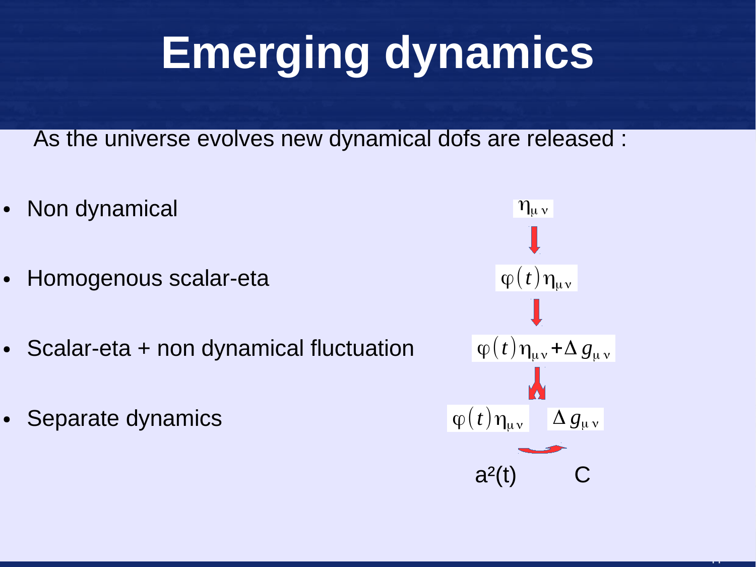# Emerging dynamics

As the universe evolves new dynamical dofs are released :

- Non dynamical — $\eta_{\mu\nu}$
- Homogenous scalar-eta — $\varphi(t)\eta_{\mu\nu}$
- Scalar-eta + non dynamical fluctuation — $\varphi(t)\eta_{\mu\nu}+\Delta g_{\mu\nu}$
- Separate dynamics — $\varphi(t)\eta_{\mu\nu}$ $\quad$ $\Delta g_{\mu\nu}$

$a^2(t)$ $\quad$ C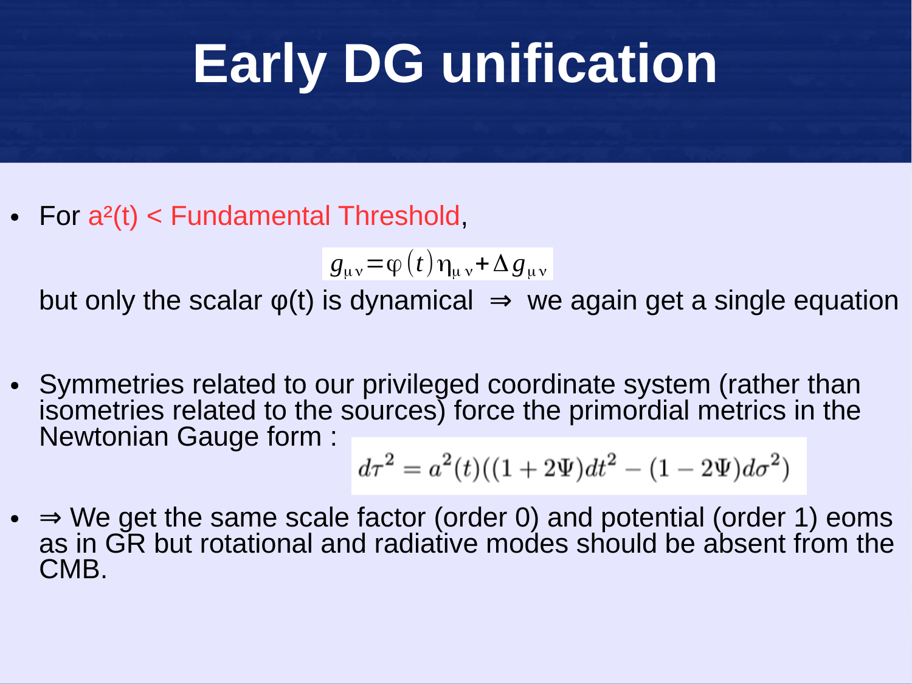# Early DG unification

- For $a^2(t) <$ Fundamental Threshold,

$$g_{\mu\nu} = \varphi(t)\eta_{\mu\nu} + \Delta g_{\mu\nu}$$

  but only the scalar $\varphi(t)$ is dynamical $\Rightarrow$ we again get a single equation

- Symmetries related to our privileged coordinate system (rather than isometries related to the sources) force the primordial metrics in the Newtonian Gauge form :

$$d\tau^2 = a^2(t)((1+2\Psi)dt^2 - (1-2\Psi)d\sigma^2)$$

- $\Rightarrow$ We get the same scale factor (order 0) and potential (order 1) eoms as in GR but rotational and radiative modes should be absent from the CMB.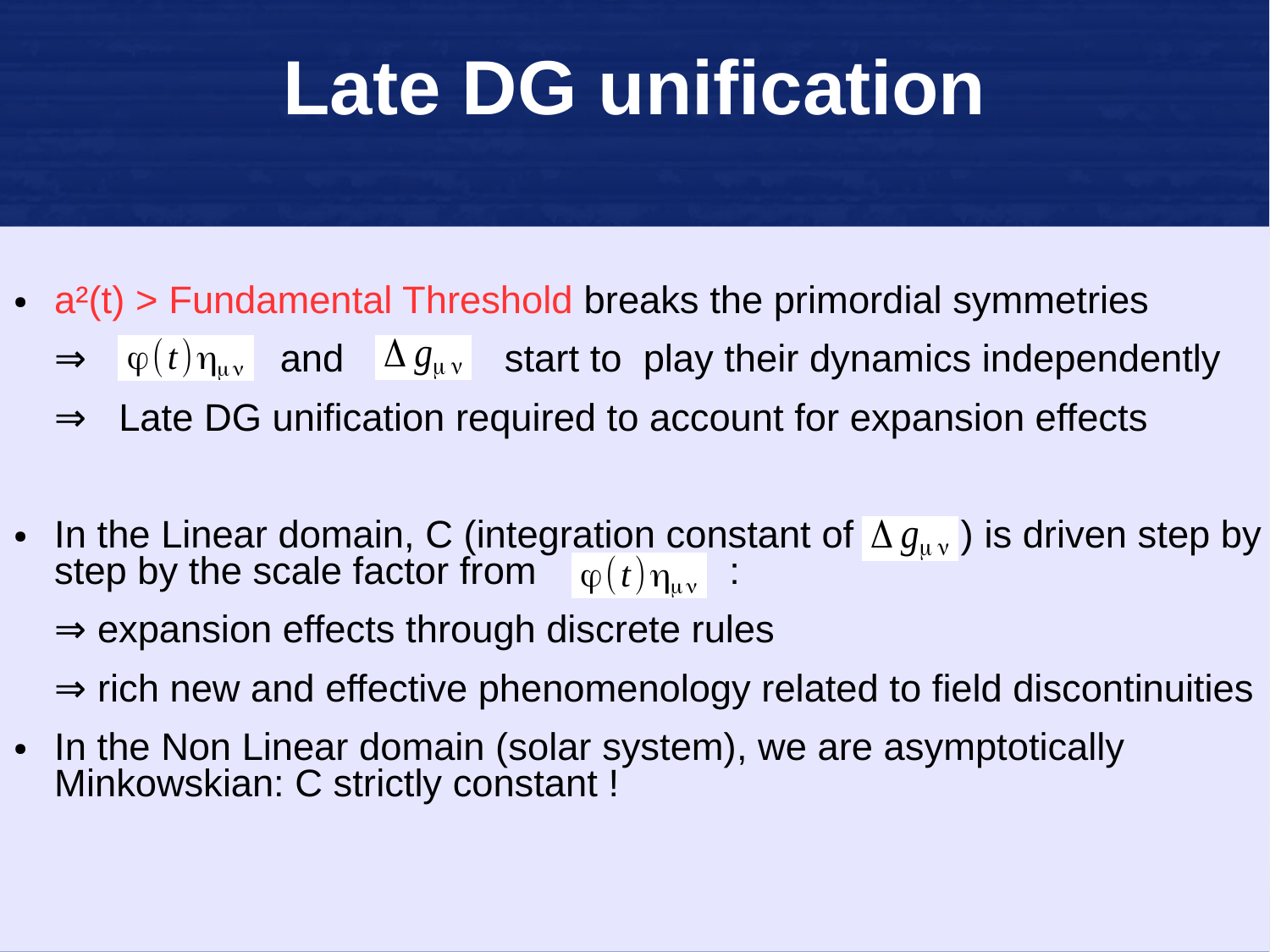# Late DG unification

- $a^2(t)$ > Fundamental Threshold breaks the primordial symmetries
  - ⇒ $\varphi(t)\eta_{\mu\nu}$ and $\Delta g_{\mu\nu}$ start to play their dynamics independently
  - ⇒ Late DG unification required to account for expansion effects

- In the Linear domain, C (integration constant of $\Delta g_{\mu\nu}$) is driven step by step by the scale factor from $\varphi(t)\eta_{\mu\nu}$ :
  - ⇒ expansion effects through discrete rules
  - ⇒ rich new and effective phenomenology related to field discontinuities
- In the Non Linear domain (solar system), we are asymptotically Minkowskian: C strictly constant !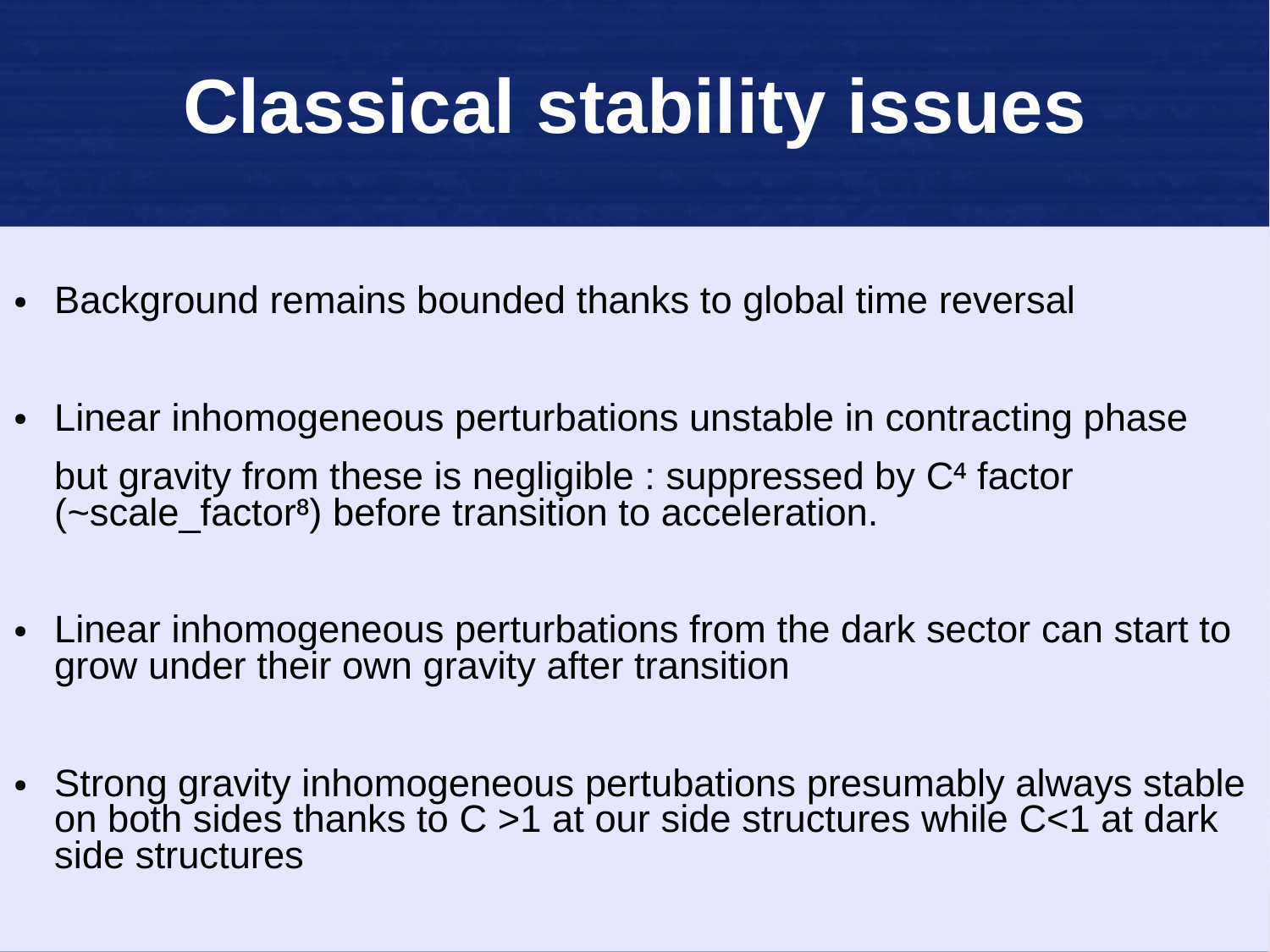# Classical stability issues

- Background remains bounded thanks to global time reversal
- Linear inhomogeneous perturbations unstable in contracting phase

  but gravity from these is negligible : suppressed by $C^4$ factor (~scale_factor$^8$) before transition to acceleration.
- Linear inhomogeneous perturbations from the dark sector can start to grow under their own gravity after transition
- Strong gravity inhomogeneous pertubations presumably always stable on both sides thanks to C >1 at our side structures while C<1 at dark side structures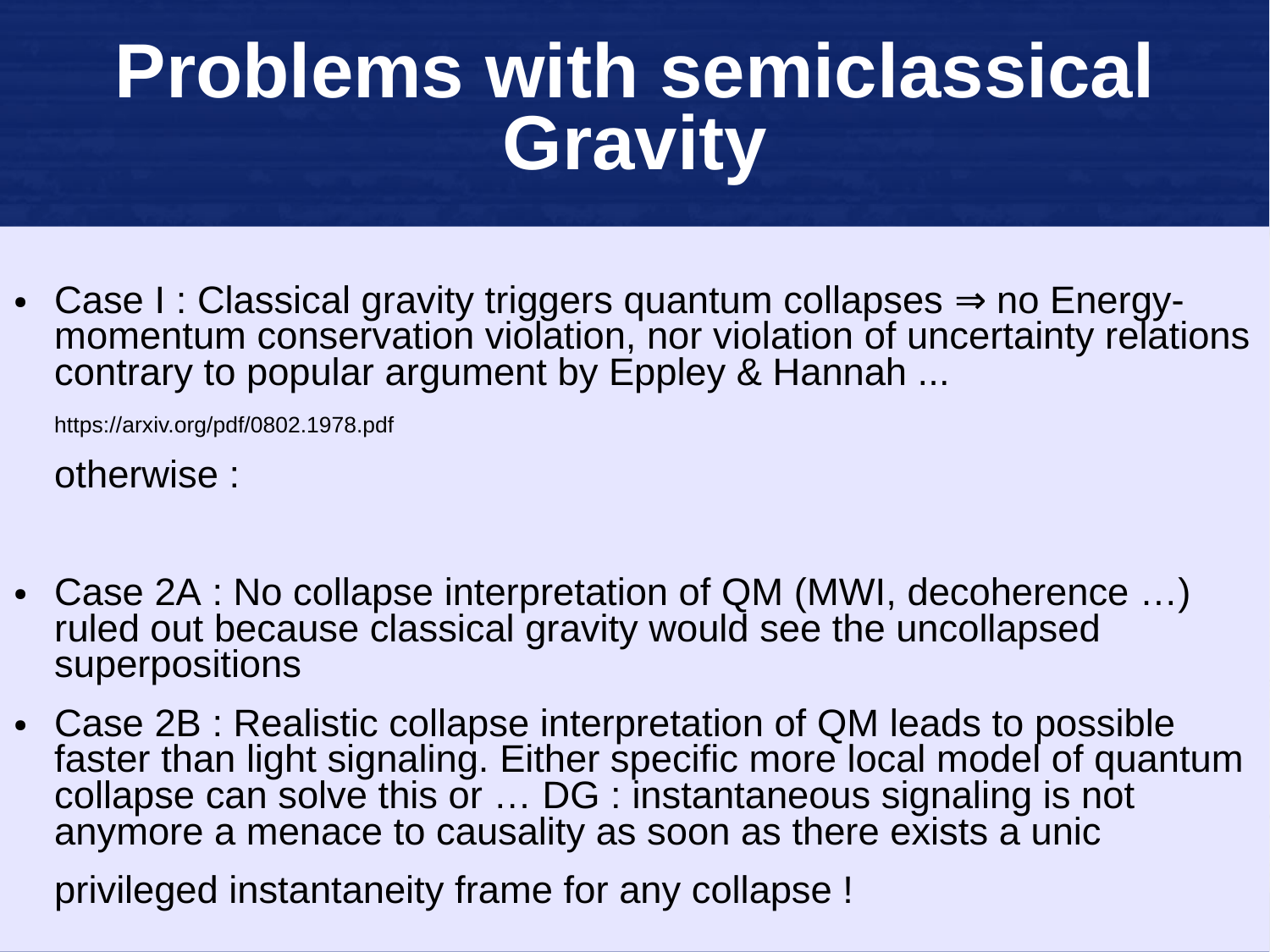# Problems with semiclassical Gravity

- Case I : Classical gravity triggers quantum collapses ⇒ no Energy-momentum conservation violation, nor violation of uncertainty relations contrary to popular argument by Eppley & Hannah ...

  https://arxiv.org/pdf/0802.1978.pdf

  otherwise :

- Case 2A : No collapse interpretation of QM (MWI, decoherence …) ruled out because classical gravity would see the uncollapsed superpositions
- Case 2B : Realistic collapse interpretation of QM leads to possible faster than light signaling. Either specific more local model of quantum collapse can solve this or … DG : instantaneous signaling is not anymore a menace to causality as soon as there exists a unic

  privileged instantaneity frame for any collapse !